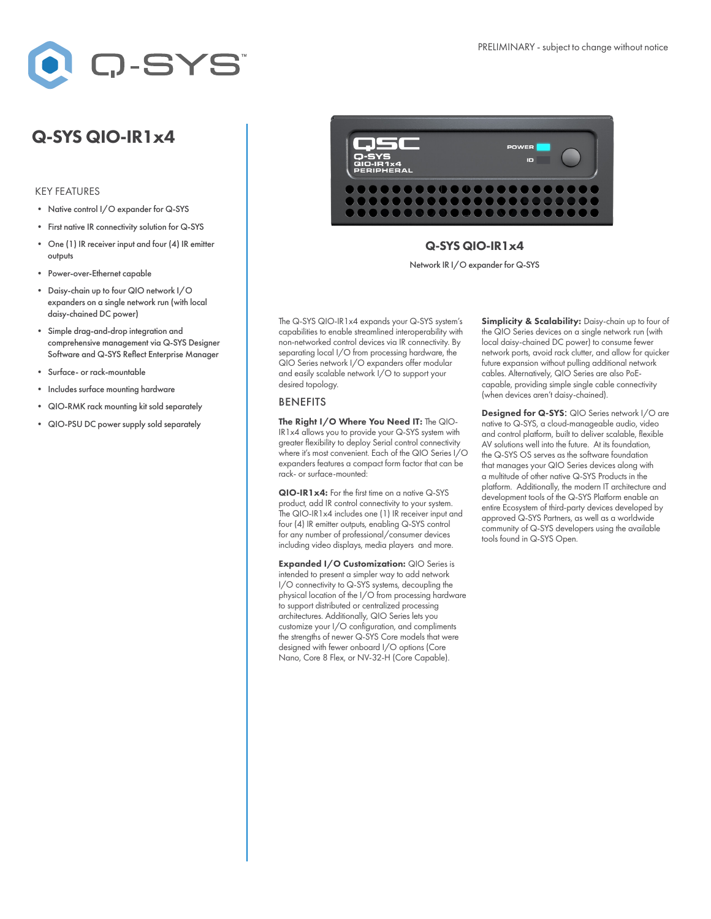PRELIMINARY - subject to change without notice

# Q-SYS QIO-IR1x4

## KEY FEATURES

- Native control I/O expander for Q-SYS
- First native IR connectivity solution for Q-SYS
- One (1) IR receiver input and four (4) IR emitter outputs
- Power-over-Ethernet capable
- Daisy-chain up to four QIO network I/O expanders on a single network run (with local daisy-chained DC power)
- Simple drag-and-drop integration and comprehensive management via Q-SYS Designer Software and Q-SYS Reflect Enterprise Manager
- Surface- or rack-mountable
- Includes surface mounting hardware
- QIO-RMK rack mounting kit sold separately
- QIO-PSU DC power supply sold separately

**Q-SYS QIO-IR1x4**

Network IR I/O expander for Q-SYS

The Q-SYS QIO-IR1x4 expands your Q-SYS system's capabilities to enable streamlined interoperability with non-networked control devices via IR connectivity. By separating local I/O from processing hardware, the QIO Series network I/O expanders offer modular and easily scalable network I/O to support your desired topology.

## BENEFITS

**The Right I/O Where You Need IT:** The QIO-IR1x4 allows you to provide your Q-SYS system with greater flexibility to deploy Serial control connectivity where it's most convenient. Each of the QIO Series I/O expanders features a compact form factor that can be rack- or surface-mounted:

**QIO-IR1x4:** For the first time on a native Q-SYS product, add IR control connectivity to your system. The QIO-IR1x4 includes one (1) IR receiver input and four (4) IR emitter outputs, enabling Q-SYS control for any number of professional/consumer devices including video displays, media players and more.

**Expanded I/O Customization:** QIO Series is intended to present a simpler way to add network I/O connectivity to Q-SYS systems, decoupling the physical location of the I/O from processing hardware to support distributed or centralized processing architectures. Additionally, QIO Series lets you customize your I/O configuration, and compliments the strengths of newer Q-SYS Core models that were designed with fewer onboard I/O options (Core Nano, Core 8 Flex, or NV-32-H (Core Capable).

**Simplicity & Scalability:** Daisy-chain up to four of the QIO Series devices on a single network run (with local daisy-chained DC power) to consume fewer network ports, avoid rack clutter, and allow for quicker future expansion without pulling additional network cables. Alternatively, QIO Series are also PoE-capable, providing simple single cable connectivity (when devices aren't daisy-chained).

**Designed for Q-SYS:** QIO Series network I/O are native to Q-SYS, a cloud-manageable audio, video and control platform, built to deliver scalable, flexible AV solutions well into the future. At its foundation, the Q-SYS OS serves as the software foundation that manages your QIO Series devices along with a multitude of other native Q-SYS Products in the platform. Additionally, the modern IT architecture and development tools of the Q-SYS Platform enable an entire Ecosystem of third-party devices developed by approved Q-SYS Partners, as well as a worldwide community of Q-SYS developers using the available tools found in Q-SYS Open.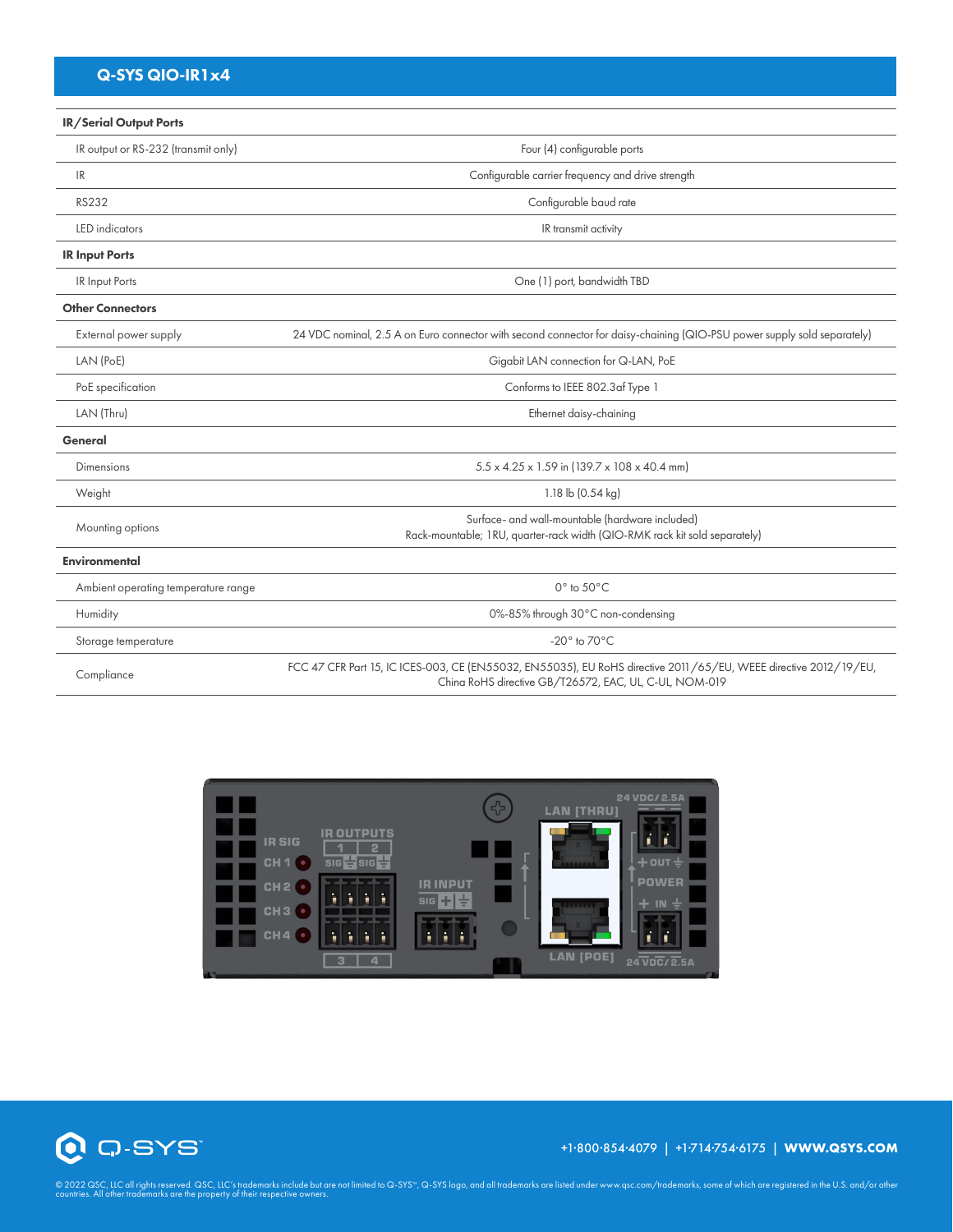## Q-SYS QIO-IR1x4

| | |
|---|---|
| **IR/Serial Output Ports** | |
| IR output or RS-232 (transmit only) | Four (4) configurable ports |
| IR | Configurable carrier frequency and drive strength |
| RS232 | Configurable baud rate |
| LED indicators | IR transmit activity |
| **IR Input Ports** | |
| IR Input Ports | One (1) port, bandwidth TBD |
| **Other Connectors** | |
| External power supply | 24 VDC nominal, 2.5 A on Euro connector with second connector for daisy-chaining (QIO-PSU power supply sold separately) |
| LAN (PoE) | Gigabit LAN connection for Q-LAN, PoE |
| PoE specification | Conforms to IEEE 802.3af Type 1 |
| LAN (Thru) | Ethernet daisy-chaining |
| **General** | |
| Dimensions | 5.5 x 4.25 x 1.59 in (139.7 x 108 x 40.4 mm) |
| Weight | 1.18 lb (0.54 kg) |
| Mounting options | Surface- and wall-mountable (hardware included)<br>Rack-mountable; 1RU, quarter-rack width (QIO-RMK rack kit sold separately) |
| **Environmental** | |
| Ambient operating temperature range | 0° to 50°C |
| Humidity | 0%-85% through 30°C non-condensing |
| Storage temperature | -20° to 70°C |
| Compliance | FCC 47 CFR Part 15, IC ICES-003, CE (EN55032, EN55035), EU RoHS directive 2011/65/EU, WEEE directive 2012/19/EU, China RoHS directive GB/T26572, EAC, UL, C-UL, NOM-019 |

IR SIG
CH 1
CH 2
CH 3
CH 4
IR OUTPUTS
1 2
SIG SIG
3 4
IR INPUT
SIG
LAN [THRU]
LAN [POE]
24 VDC/2.5A
OUT
POWER
IN
24 VDC/2.5A

Q-SYS

+1·800·854·4079 | +1·714·754·6175 | WWW.QSYS.COM

© 2022 QSC, LLC all rights reserved. QSC, LLC's trademarks include but are not limited to Q-SYS™, Q-SYS logo, and all trademarks are listed under www.qsc.com/trademarks, some of which are registered in the U.S. and/or other countries. All other trademarks are the property of their respective owners.